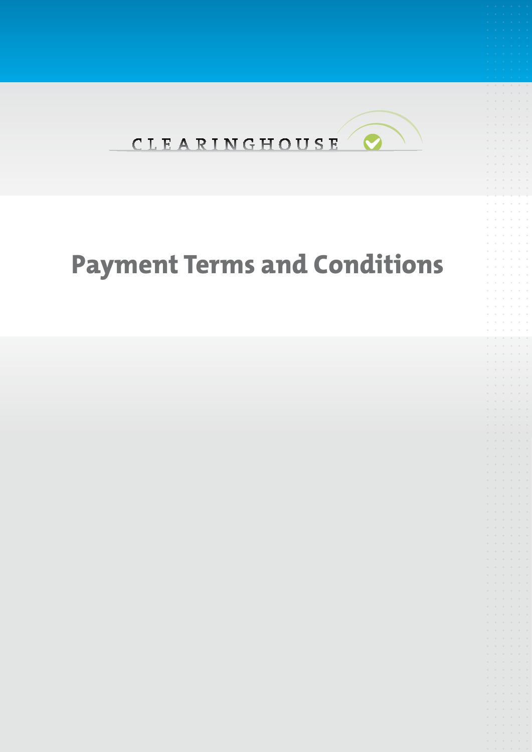CLEARINGHOUSE

# Payment Terms and Conditions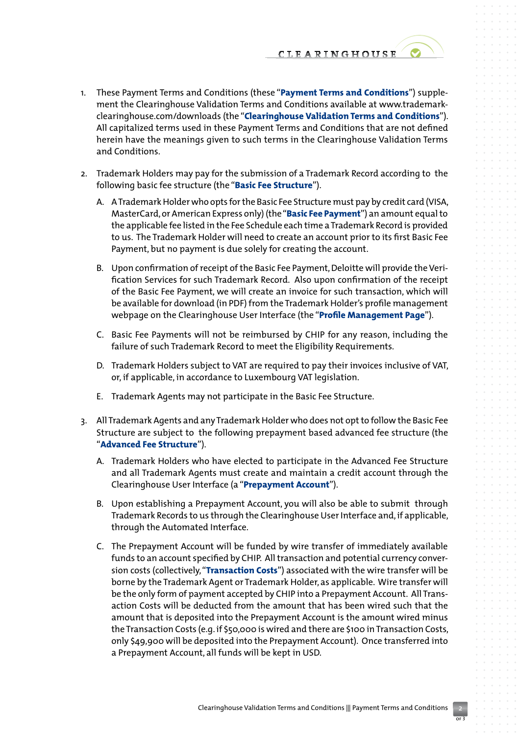1. These Payment Terms and Conditions (these "**Payment Terms and Conditions**") supplement the Clearinghouse Validation Terms and Conditions available at www.trademark-clearinghouse.com/downloads (the "**Clearinghouse Validation Terms and Conditions**"). All capitalized terms used in these Payment Terms and Conditions that are not defined herein have the meanings given to such terms in the Clearinghouse Validation Terms and Conditions.

2. Trademark Holders may pay for the submission of a Trademark Record according to the following basic fee structure (the "**Basic Fee Structure**").

   A. A Trademark Holder who opts for the Basic Fee Structure must pay by credit card (VISA, MasterCard, or American Express only) (the "**Basic Fee Payment**") an amount equal to the applicable fee listed in the Fee Schedule each time a Trademark Record is provided to us. The Trademark Holder will need to create an account prior to its first Basic Fee Payment, but no payment is due solely for creating the account.

   B. Upon confirmation of receipt of the Basic Fee Payment, Deloitte will provide the Verification Services for such Trademark Record. Also upon confirmation of the receipt of the Basic Fee Payment, we will create an invoice for such transaction, which will be available for download (in PDF) from the Trademark Holder's profile management webpage on the Clearinghouse User Interface (the "**Profile Management Page**").

   C. Basic Fee Payments will not be reimbursed by CHIP for any reason, including the failure of such Trademark Record to meet the Eligibility Requirements.

   D. Trademark Holders subject to VAT are required to pay their invoices inclusive of VAT, or, if applicable, in accordance to Luxembourg VAT legislation.

   E. Trademark Agents may not participate in the Basic Fee Structure.

3. All Trademark Agents and any Trademark Holder who does not opt to follow the Basic Fee Structure are subject to the following prepayment based advanced fee structure (the "**Advanced Fee Structure**").

   A. Trademark Holders who have elected to participate in the Advanced Fee Structure and all Trademark Agents must create and maintain a credit account through the Clearinghouse User Interface (a "**Prepayment Account**").

   B. Upon establishing a Prepayment Account, you will also be able to submit through Trademark Records to us through the Clearinghouse User Interface and, if applicable, through the Automated Interface.

   C. The Prepayment Account will be funded by wire transfer of immediately available funds to an account specified by CHIP. All transaction and potential currency conversion costs (collectively, "**Transaction Costs**") associated with the wire transfer will be borne by the Trademark Agent or Trademark Holder, as applicable. Wire transfer will be the only form of payment accepted by CHIP into a Prepayment Account. All Transaction Costs will be deducted from the amount that has been wired such that the amount that is deposited into the Prepayment Account is the amount wired minus the Transaction Costs (e.g. if $50,000 is wired and there are $100 in Transaction Costs, only $49,900 will be deposited into the Prepayment Account). Once transferred into a Prepayment Account, all funds will be kept in USD.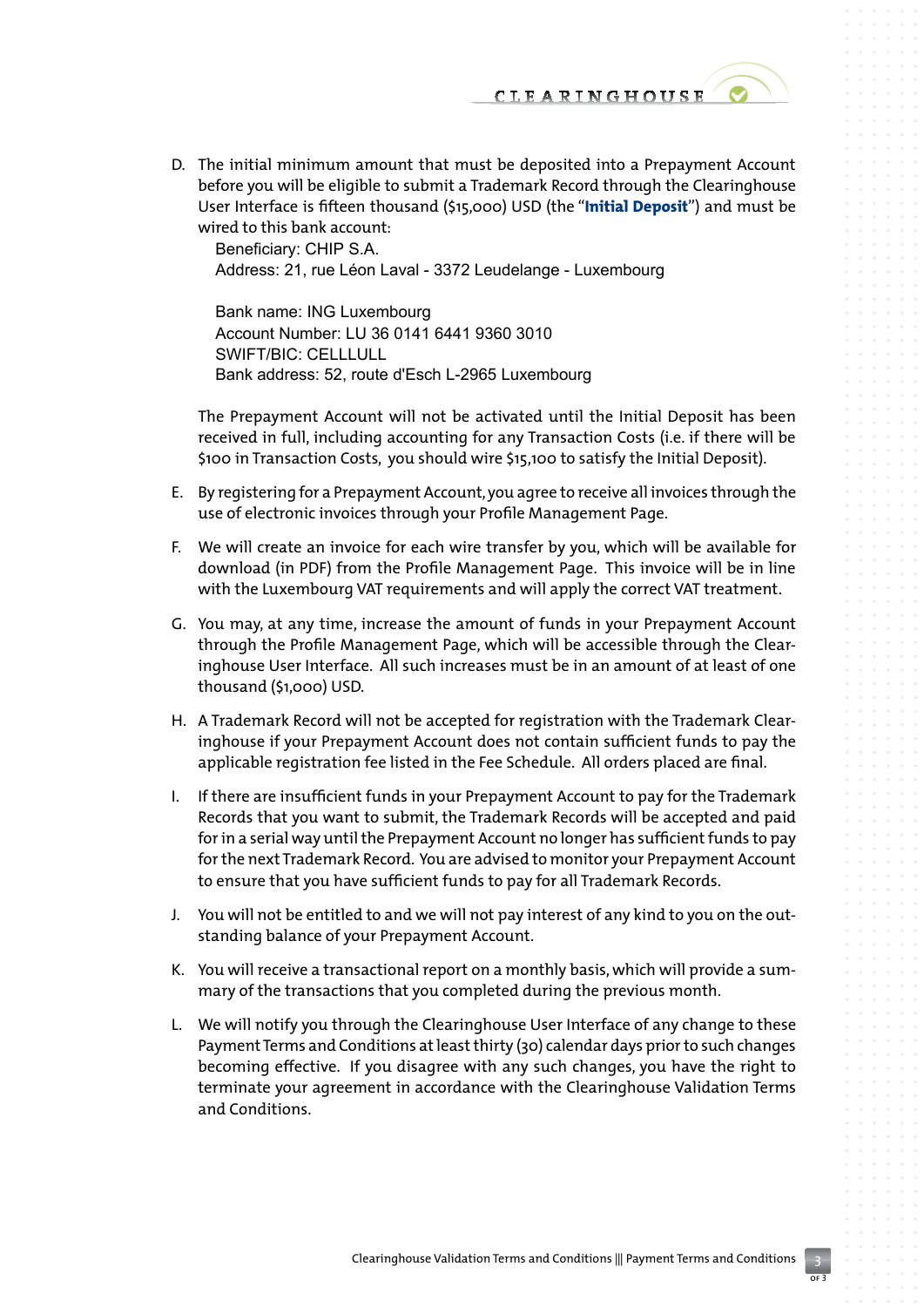D. The initial minimum amount that must be deposited into a Prepayment Account before you will be eligible to submit a Trademark Record through the Clearinghouse User Interface is fifteen thousand ($15,000) USD (the "**Initial Deposit**") and must be wired to this bank account:

   Beneficiary: CHIP S.A.
   Address: 21, rue Léon Laval - 3372 Leudelange - Luxembourg

   Bank name: ING Luxembourg
   Account Number: LU 36 0141 6441 9360 3010
   SWIFT/BIC: CELLLULL
   Bank address: 52, route d'Esch L-2965 Luxembourg

   The Prepayment Account will not be activated until the Initial Deposit has been received in full, including accounting for any Transaction Costs (i.e. if there will be $100 in Transaction Costs, you should wire $15,100 to satisfy the Initial Deposit).

E. By registering for a Prepayment Account, you agree to receive all invoices through the use of electronic invoices through your Profile Management Page.

F. We will create an invoice for each wire transfer by you, which will be available for download (in PDF) from the Profile Management Page. This invoice will be in line with the Luxembourg VAT requirements and will apply the correct VAT treatment.

G. You may, at any time, increase the amount of funds in your Prepayment Account through the Profile Management Page, which will be accessible through the Clearinghouse User Interface. All such increases must be in an amount of at least of one thousand ($1,000) USD.

H. A Trademark Record will not be accepted for registration with the Trademark Clearinghouse if your Prepayment Account does not contain sufficient funds to pay the applicable registration fee listed in the Fee Schedule. All orders placed are final.

I. If there are insufficient funds in your Prepayment Account to pay for the Trademark Records that you want to submit, the Trademark Records will be accepted and paid for in a serial way until the Prepayment Account no longer has sufficient funds to pay for the next Trademark Record. You are advised to monitor your Prepayment Account to ensure that you have sufficient funds to pay for all Trademark Records.

J. You will not be entitled to and we will not pay interest of any kind to you on the outstanding balance of your Prepayment Account.

K. You will receive a transactional report on a monthly basis, which will provide a summary of the transactions that you completed during the previous month.

L. We will notify you through the Clearinghouse User Interface of any change to these Payment Terms and Conditions at least thirty (30) calendar days prior to such changes becoming effective. If you disagree with any such changes, you have the right to terminate your agreement in accordance with the Clearinghouse Validation Terms and Conditions.